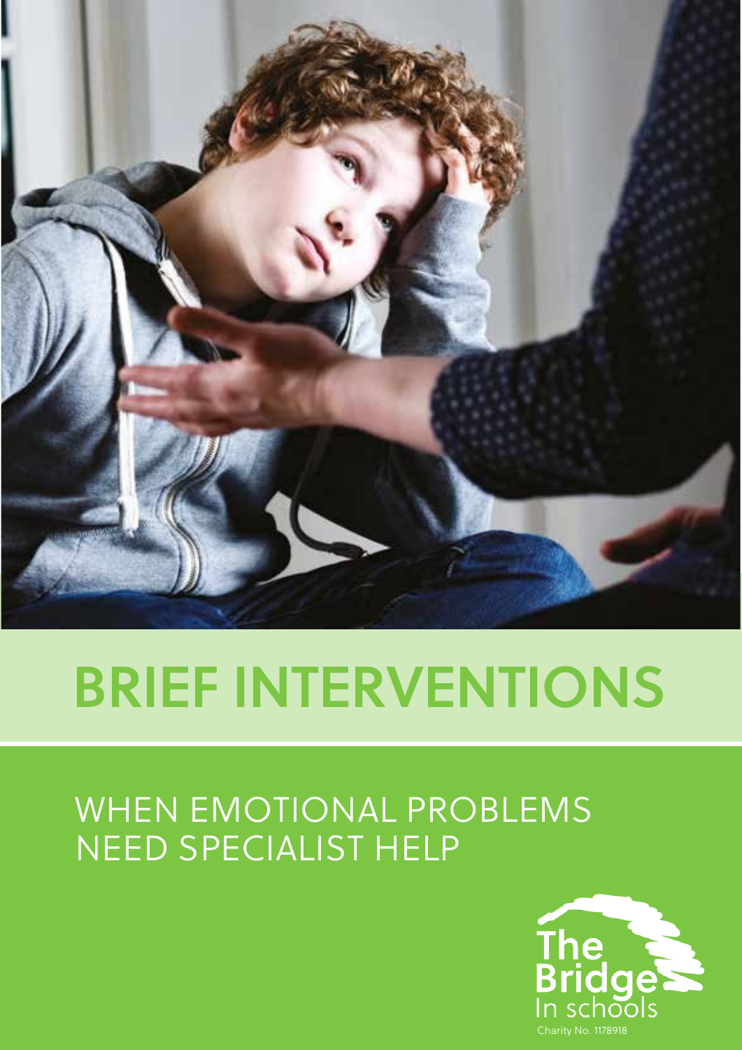# BRIEF INTERVENTIONS

## WHEN EMOTIONAL PROBLEMS NEED SPECIALIST HELP

The Bridge In schools

Charity No. 1178918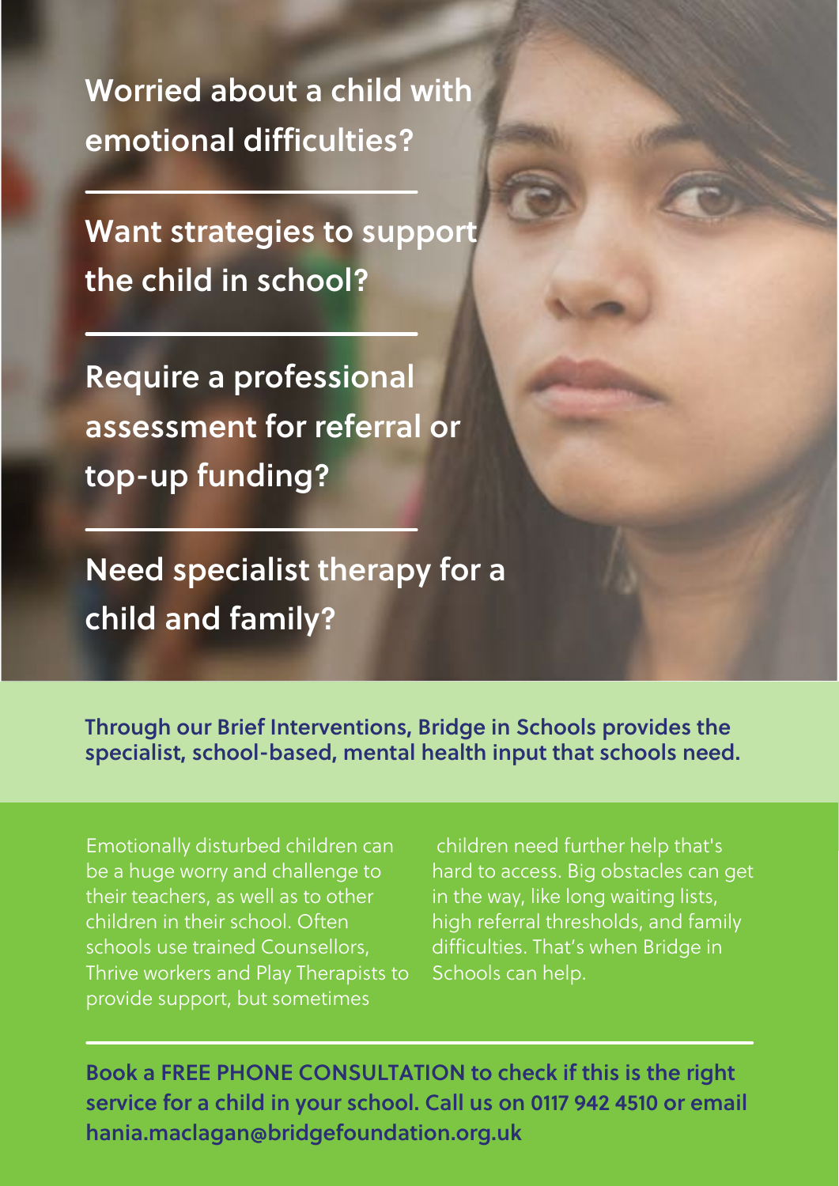## Worried about a child with emotional difficulties?

---

## Want strategies to support the child in school?

---

## Require a professional assessment for referral or top-up funding?

---

## Need specialist therapy for a child and family?

**Through our Brief Interventions, Bridge in Schools provides the specialist, school-based, mental health input that schools need.**

Emotionally disturbed children can be a huge worry and challenge to their teachers, as well as to other children in their school. Often schools use trained Counsellors, Thrive workers and Play Therapists to provide support, but sometimes children need further help that's hard to access. Big obstacles can get in the way, like long waiting lists, high referral thresholds, and family difficulties. That's when Bridge in Schools can help.

---

**Book a FREE PHONE CONSULTATION to check if this is the right service for a child in your school. Call us on 0117 942 4510 or email hania.maclagan@bridgefoundation.org.uk**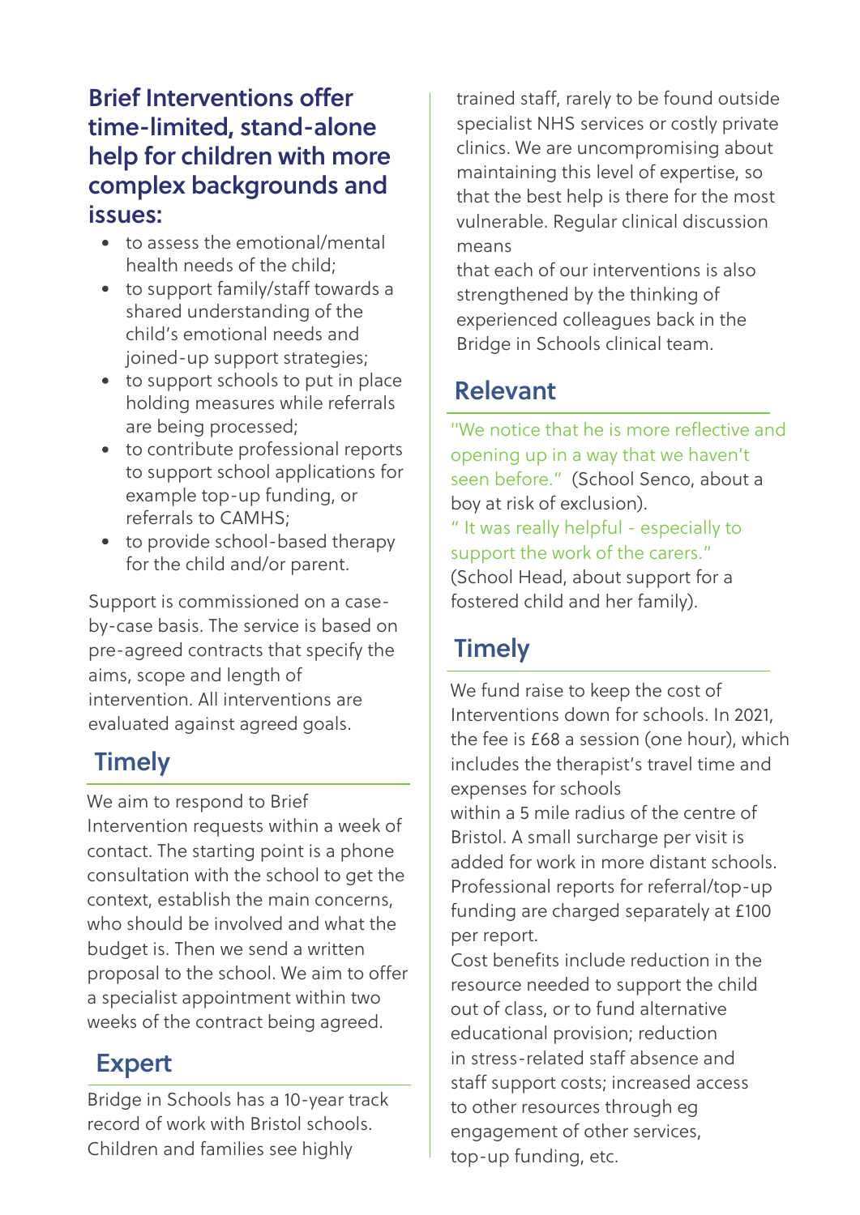## Brief Interventions offer time-limited, stand-alone help for children with more complex backgrounds and issues:

- to assess the emotional/mental health needs of the child;
- to support family/staff towards a shared understanding of the child's emotional needs and joined-up support strategies;
- to support schools to put in place holding measures while referrals are being processed;
- to contribute professional reports to support school applications for example top-up funding, or referrals to CAMHS;
- to provide school-based therapy for the child and/or parent.

Support is commissioned on a case-by-case basis. The service is based on pre-agreed contracts that specify the aims, scope and length of intervention. All interventions are evaluated against agreed goals.

## Timely

We aim to respond to Brief Intervention requests within a week of contact. The starting point is a phone consultation with the school to get the context, establish the main concerns, who should be involved and what the budget is. Then we send a written proposal to the school. We aim to offer a specialist appointment within two weeks of the contract being agreed.

## Expert

Bridge in Schools has a 10-year track record of work with Bristol schools. Children and families see highly trained staff, rarely to be found outside specialist NHS services or costly private clinics. We are uncompromising about maintaining this level of expertise, so that the best help is there for the most vulnerable. Regular clinical discussion means that each of our interventions is also strengthened by the thinking of experienced colleagues back in the Bridge in Schools clinical team.

## Relevant

"We notice that he is more reflective and opening up in a way that we haven't seen before." (School Senco, about a boy at risk of exclusion).

" It was really helpful - especially to support the work of the carers." (School Head, about support for a fostered child and her family).

## Timely

We fund raise to keep the cost of Interventions down for schools. In 2021, the fee is £68 a session (one hour), which includes the therapist's travel time and expenses for schools within a 5 mile radius of the centre of Bristol. A small surcharge per visit is added for work in more distant schools. Professional reports for referral/top-up funding are charged separately at £100 per report.

Cost benefits include reduction in the resource needed to support the child out of class, or to fund alternative educational provision; reduction in stress-related staff absence and staff support costs; increased access to other resources through eg engagement of other services, top-up funding, etc.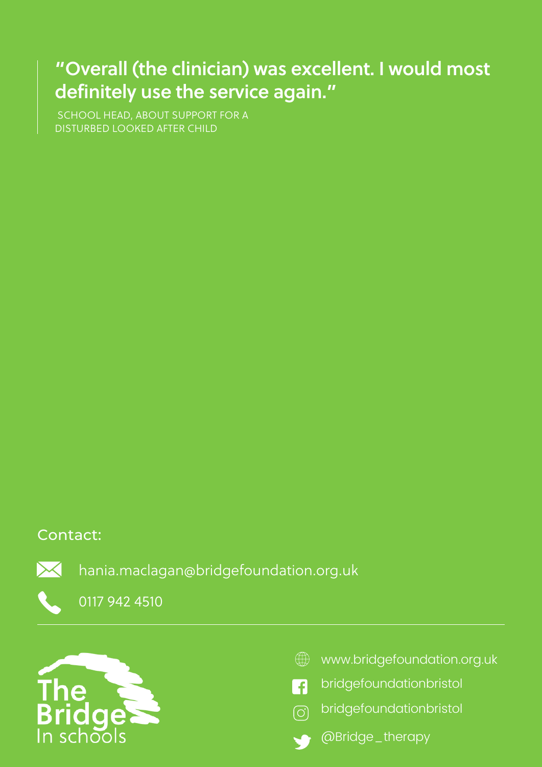> "Overall (the clinician) was excellent. I would most definitely use the service again."
>
> SCHOOL HEAD, ABOUT SUPPORT FOR A DISTURBED LOOKED AFTER CHILD

Contact:

hania.maclagan@bridgefoundation.org.uk

0117 942 4510

The Bridge In schools

www.bridgefoundation.org.uk

bridgefoundationbristol

bridgefoundationbristol

@Bridge_therapy